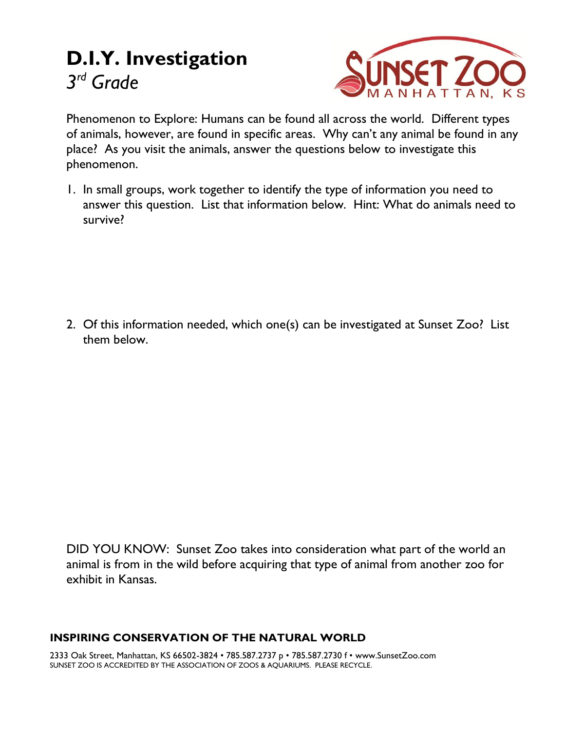# D.I.Y. Investigation

*3rd Grade*

SUNSET ZOO
MANHATTAN, KS

Phenomenon to Explore: Humans can be found all across the world. Different types of animals, however, are found in specific areas. Why can't any animal be found in any place? As you visit the animals, answer the questions below to investigate this phenomenon.

1. In small groups, work together to identify the type of information you need to answer this question. List that information below. Hint: What do animals need to survive?

2. Of this information needed, which one(s) can be investigated at Sunset Zoo? List them below.

DID YOU KNOW: Sunset Zoo takes into consideration what part of the world an animal is from in the wild before acquiring that type of animal from another zoo for exhibit in Kansas.

**INSPIRING CONSERVATION OF THE NATURAL WORLD**

2333 Oak Street, Manhattan, KS 66502-3824 • 785.587.2737 p • 785.587.2730 f • www.SunsetZoo.com
SUNSET ZOO IS ACCREDITED BY THE ASSOCIATION OF ZOOS & AQUARIUMS. PLEASE RECYCLE.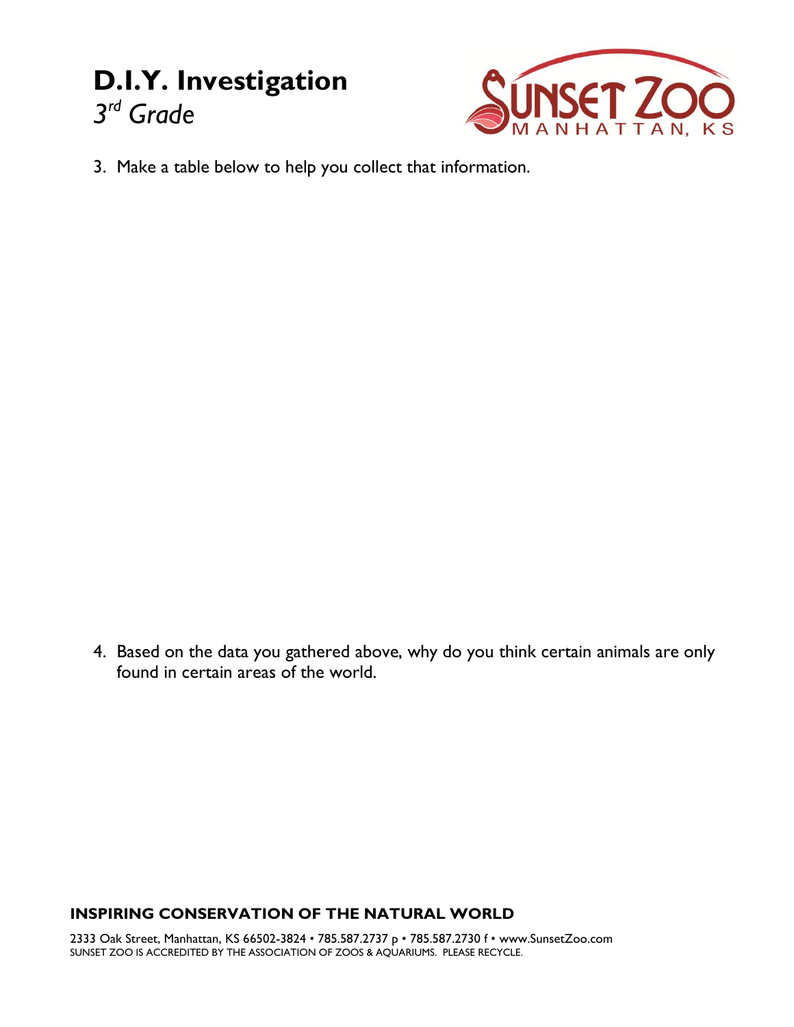# D.I.Y. Investigation

*3rd Grade*

3. Make a table below to help you collect that information.

4. Based on the data you gathered above, why do you think certain animals are only found in certain areas of the world.

**INSPIRING CONSERVATION OF THE NATURAL WORLD**

2333 Oak Street, Manhattan, KS 66502-3824 • 785.587.2737 p • 785.587.2730 f • www.SunsetZoo.com
SUNSET ZOO IS ACCREDITED BY THE ASSOCIATION OF ZOOS & AQUARIUMS. PLEASE RECYCLE.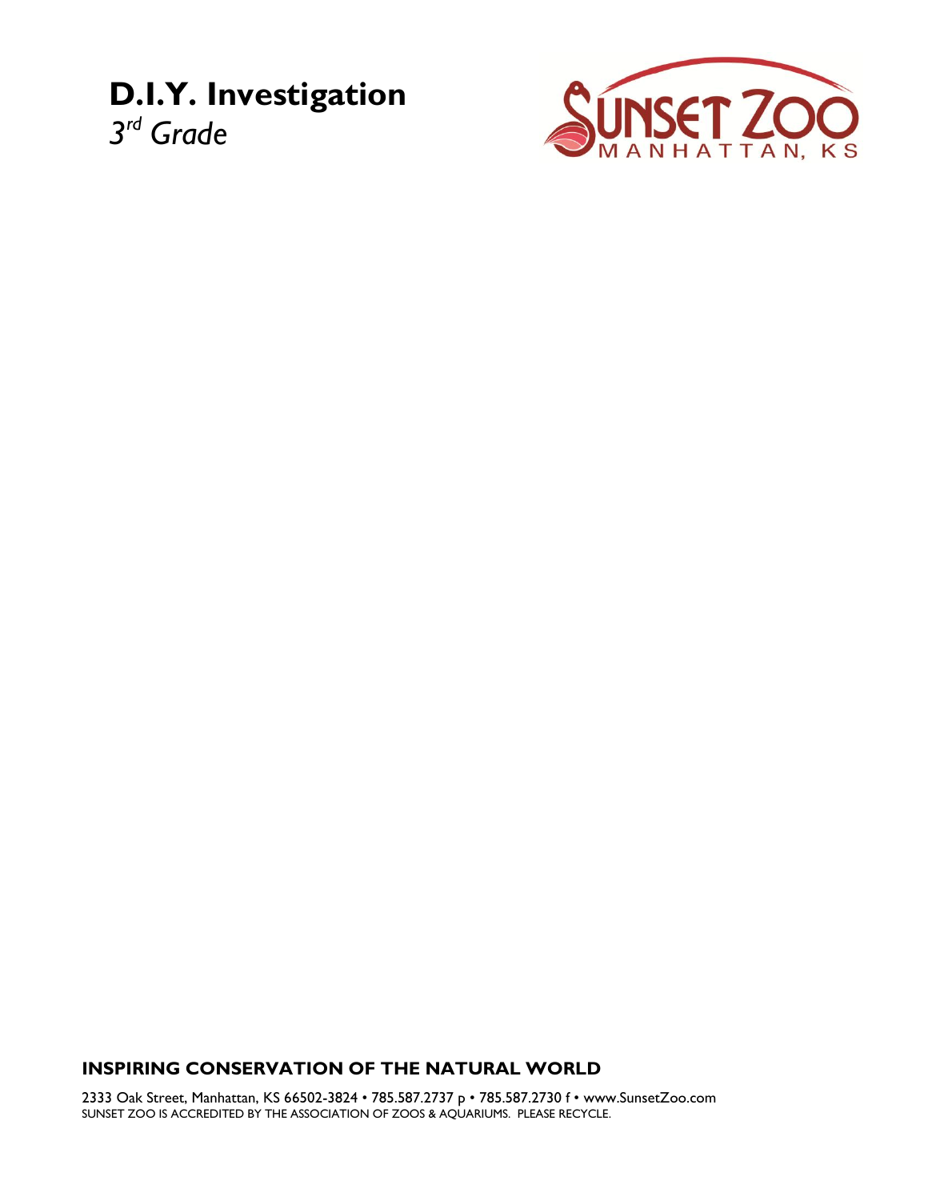# D.I.Y. Investigation

*3rd Grade*

SUNSET ZOO
MANHATTAN, KS

**INSPIRING CONSERVATION OF THE NATURAL WORLD**

2333 Oak Street, Manhattan, KS 66502-3824 • 785.587.2737 p • 785.587.2730 f • www.SunsetZoo.com
SUNSET ZOO IS ACCREDITED BY THE ASSOCIATION OF ZOOS & AQUARIUMS. PLEASE RECYCLE.